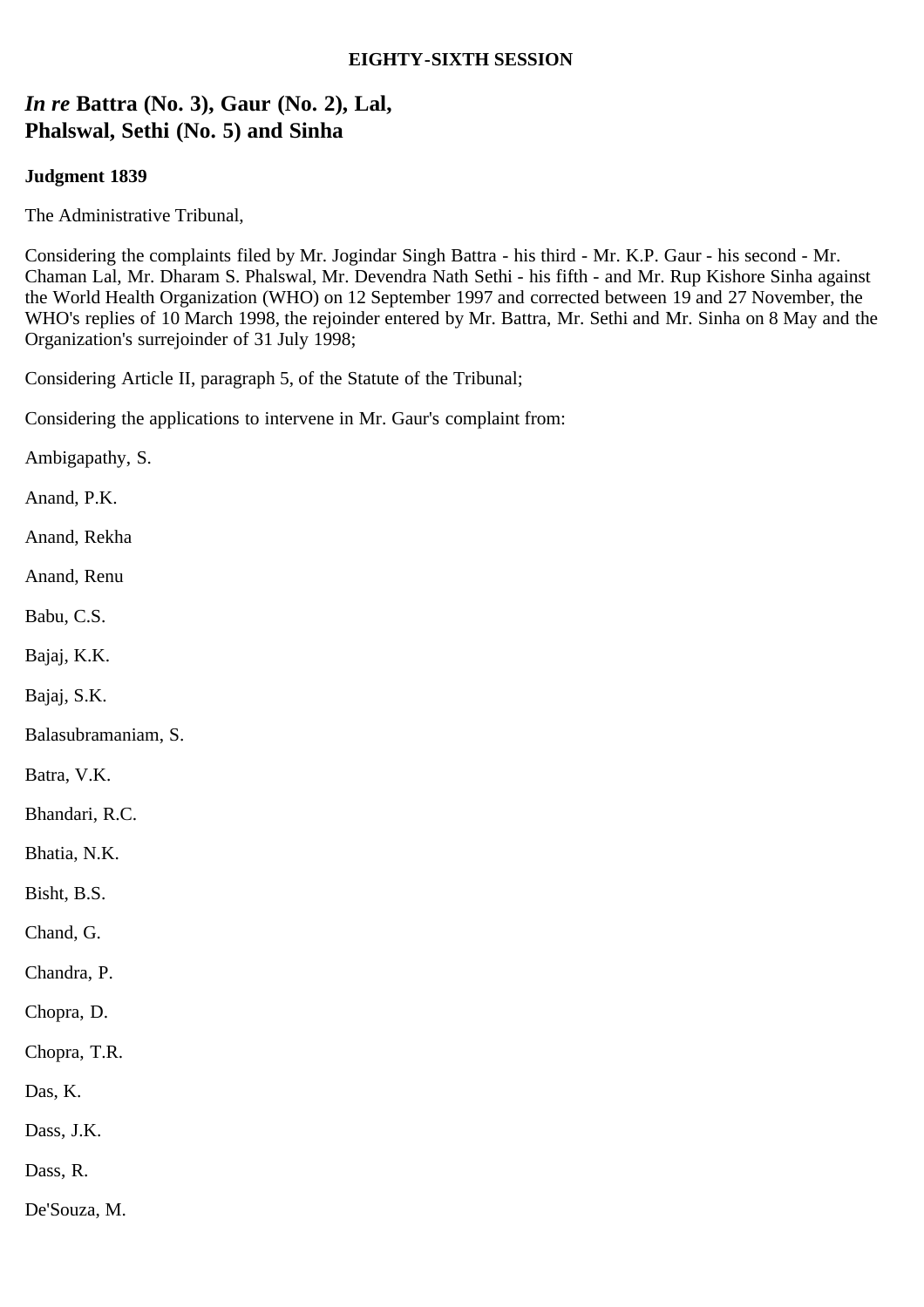**EIGHTY-SIXTH SESSION**

## *In re* Battra (No. 3), Gaur (No. 2), Lal, Phalswal, Sethi (No. 5) and Sinha

**Judgment 1839**

The Administrative Tribunal,

Considering the complaints filed by Mr. Jogindar Singh Battra - his third - Mr. K.P. Gaur - his second - Mr. Chaman Lal, Mr. Dharam S. Phalswal, Mr. Devendra Nath Sethi - his fifth - and Mr. Rup Kishore Sinha against the World Health Organization (WHO) on 12 September 1997 and corrected between 19 and 27 November, the WHO's replies of 10 March 1998, the rejoinder entered by Mr. Battra, Mr. Sethi and Mr. Sinha on 8 May and the Organization's surrejoinder of 31 July 1998;

Considering Article II, paragraph 5, of the Statute of the Tribunal;

Considering the applications to intervene in Mr. Gaur's complaint from:

Ambigapathy, S.

Anand, P.K.

Anand, Rekha

Anand, Renu

Babu, C.S.

Bajaj, K.K.

Bajaj, S.K.

Balasubramaniam, S.

Batra, V.K.

Bhandari, R.C.

Bhatia, N.K.

Bisht, B.S.

Chand, G.

Chandra, P.

Chopra, D.

Chopra, T.R.

Das, K.

Dass, J.K.

Dass, R.

De'Souza, M.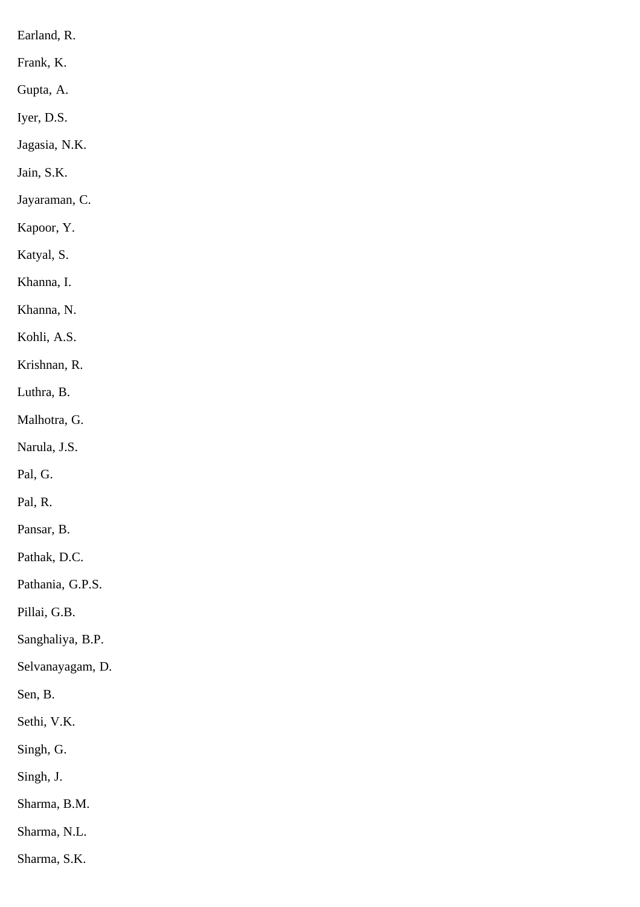Earland, R.

Frank, K.

Gupta, A.

Iyer, D.S.

Jagasia, N.K.

Jain, S.K.

Jayaraman, C.

Kapoor, Y.

Katyal, S.

Khanna, I.

Khanna, N.

Kohli, A.S.

Krishnan, R.

Luthra, B.

Malhotra, G.

Narula, J.S.

Pal, G.

Pal, R.

Pansar, B.

Pathak, D.C.

Pathania, G.P.S.

Pillai, G.B.

Sanghaliya, B.P.

Selvanayagam, D.

Sen, B.

Sethi, V.K.

Singh, G.

Singh, J.

Sharma, B.M.

Sharma, N.L.

Sharma, S.K.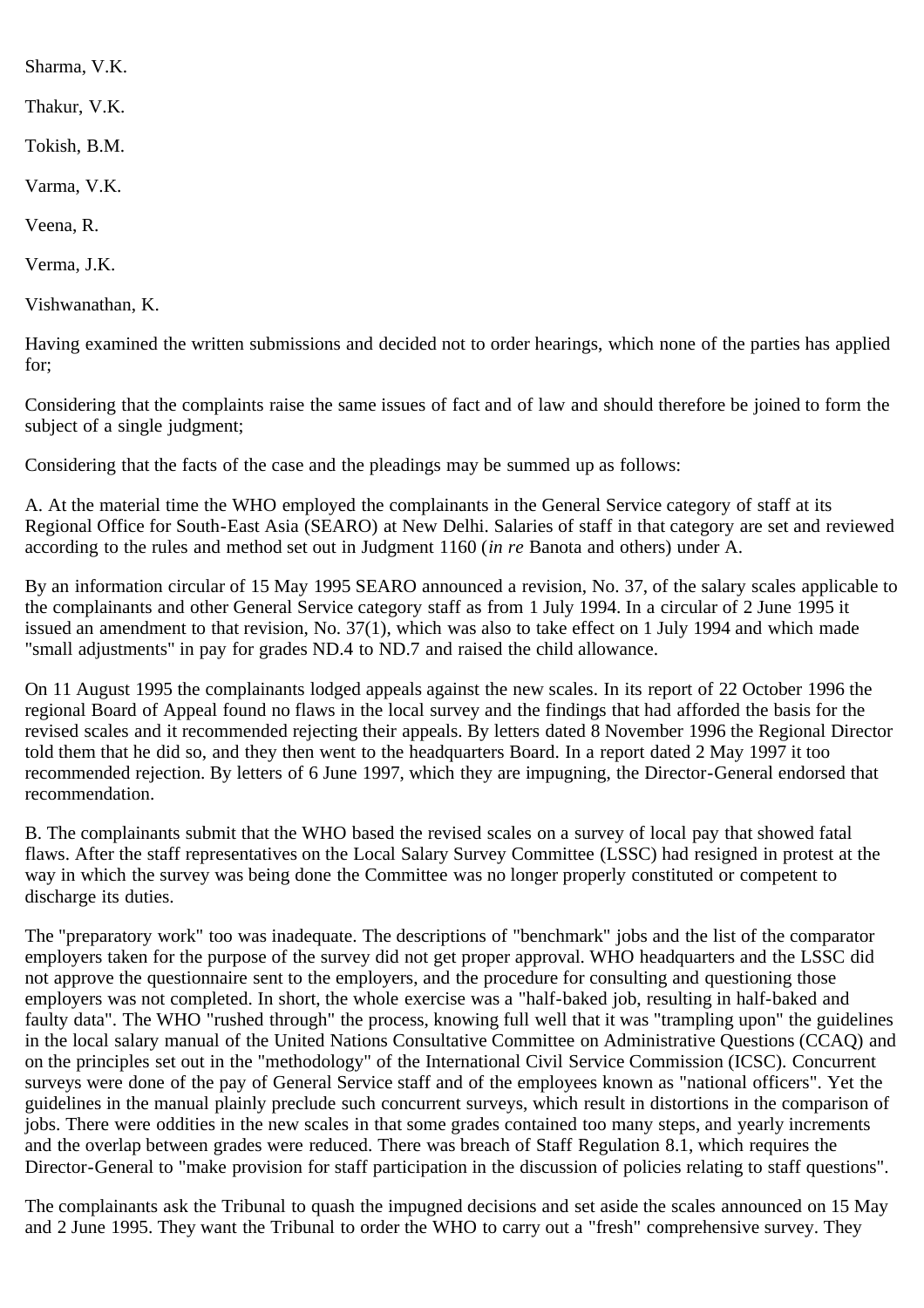Sharma, V.K.

Thakur, V.K.

Tokish, B.M.

Varma, V.K.

Veena, R.

Verma, J.K.

Vishwanathan, K.

Having examined the written submissions and decided not to order hearings, which none of the parties has applied for;

Considering that the complaints raise the same issues of fact and of law and should therefore be joined to form the subject of a single judgment;

Considering that the facts of the case and the pleadings may be summed up as follows:

A. At the material time the WHO employed the complainants in the General Service category of staff at its Regional Office for South-East Asia (SEARO) at New Delhi. Salaries of staff in that category are set and reviewed according to the rules and method set out in Judgment 1160 (*in re* Banota and others) under A.

By an information circular of 15 May 1995 SEARO announced a revision, No. 37, of the salary scales applicable to the complainants and other General Service category staff as from 1 July 1994. In a circular of 2 June 1995 it issued an amendment to that revision, No. 37(1), which was also to take effect on 1 July 1994 and which made "small adjustments" in pay for grades ND.4 to ND.7 and raised the child allowance.

On 11 August 1995 the complainants lodged appeals against the new scales. In its report of 22 October 1996 the regional Board of Appeal found no flaws in the local survey and the findings that had afforded the basis for the revised scales and it recommended rejecting their appeals. By letters dated 8 November 1996 the Regional Director told them that he did so, and they then went to the headquarters Board. In a report dated 2 May 1997 it too recommended rejection. By letters of 6 June 1997, which they are impugning, the Director-General endorsed that recommendation.

B. The complainants submit that the WHO based the revised scales on a survey of local pay that showed fatal flaws. After the staff representatives on the Local Salary Survey Committee (LSSC) had resigned in protest at the way in which the survey was being done the Committee was no longer properly constituted or competent to discharge its duties.

The "preparatory work" too was inadequate. The descriptions of "benchmark" jobs and the list of the comparator employers taken for the purpose of the survey did not get proper approval. WHO headquarters and the LSSC did not approve the questionnaire sent to the employers, and the procedure for consulting and questioning those employers was not completed. In short, the whole exercise was a "half-baked job, resulting in half-baked and faulty data". The WHO "rushed through" the process, knowing full well that it was "trampling upon" the guidelines in the local salary manual of the United Nations Consultative Committee on Administrative Questions (CCAQ) and on the principles set out in the "methodology" of the International Civil Service Commission (ICSC). Concurrent surveys were done of the pay of General Service staff and of the employees known as "national officers". Yet the guidelines in the manual plainly preclude such concurrent surveys, which result in distortions in the comparison of jobs. There were oddities in the new scales in that some grades contained too many steps, and yearly increments and the overlap between grades were reduced. There was breach of Staff Regulation 8.1, which requires the Director-General to "make provision for staff participation in the discussion of policies relating to staff questions".

The complainants ask the Tribunal to quash the impugned decisions and set aside the scales announced on 15 May and 2 June 1995. They want the Tribunal to order the WHO to carry out a "fresh" comprehensive survey. They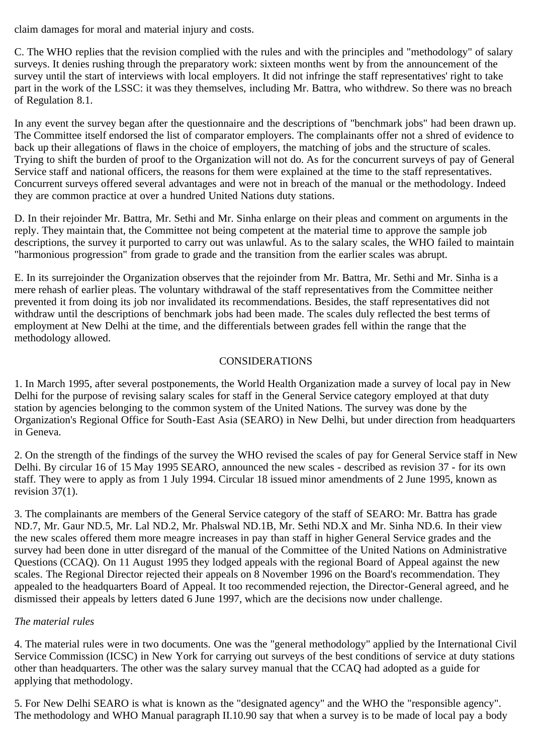claim damages for moral and material injury and costs.

C. The WHO replies that the revision complied with the rules and with the principles and "methodology" of salary surveys. It denies rushing through the preparatory work: sixteen months went by from the announcement of the survey until the start of interviews with local employers. It did not infringe the staff representatives' right to take part in the work of the LSSC: it was they themselves, including Mr. Battra, who withdrew. So there was no breach of Regulation 8.1.

In any event the survey began after the questionnaire and the descriptions of "benchmark jobs" had been drawn up. The Committee itself endorsed the list of comparator employers. The complainants offer not a shred of evidence to back up their allegations of flaws in the choice of employers, the matching of jobs and the structure of scales. Trying to shift the burden of proof to the Organization will not do. As for the concurrent surveys of pay of General Service staff and national officers, the reasons for them were explained at the time to the staff representatives. Concurrent surveys offered several advantages and were not in breach of the manual or the methodology. Indeed they are common practice at over a hundred United Nations duty stations.

D. In their rejoinder Mr. Battra, Mr. Sethi and Mr. Sinha enlarge on their pleas and comment on arguments in the reply. They maintain that, the Committee not being competent at the material time to approve the sample job descriptions, the survey it purported to carry out was unlawful. As to the salary scales, the WHO failed to maintain "harmonious progression" from grade to grade and the transition from the earlier scales was abrupt.

E. In its surrejoinder the Organization observes that the rejoinder from Mr. Battra, Mr. Sethi and Mr. Sinha is a mere rehash of earlier pleas. The voluntary withdrawal of the staff representatives from the Committee neither prevented it from doing its job nor invalidated its recommendations. Besides, the staff representatives did not withdraw until the descriptions of benchmark jobs had been made. The scales duly reflected the best terms of employment at New Delhi at the time, and the differentials between grades fell within the range that the methodology allowed.

## CONSIDERATIONS

1. In March 1995, after several postponements, the World Health Organization made a survey of local pay in New Delhi for the purpose of revising salary scales for staff in the General Service category employed at that duty station by agencies belonging to the common system of the United Nations. The survey was done by the Organization's Regional Office for South-East Asia (SEARO) in New Delhi, but under direction from headquarters in Geneva.

2. On the strength of the findings of the survey the WHO revised the scales of pay for General Service staff in New Delhi. By circular 16 of 15 May 1995 SEARO, announced the new scales - described as revision 37 - for its own staff. They were to apply as from 1 July 1994. Circular 18 issued minor amendments of 2 June 1995, known as revision 37(1).

3. The complainants are members of the General Service category of the staff of SEARO: Mr. Battra has grade ND.7, Mr. Gaur ND.5, Mr. Lal ND.2, Mr. Phalswal ND.1B, Mr. Sethi ND.X and Mr. Sinha ND.6. In their view the new scales offered them more meagre increases in pay than staff in higher General Service grades and the survey had been done in utter disregard of the manual of the Committee of the United Nations on Administrative Questions (CCAQ). On 11 August 1995 they lodged appeals with the regional Board of Appeal against the new scales. The Regional Director rejected their appeals on 8 November 1996 on the Board's recommendation. They appealed to the headquarters Board of Appeal. It too recommended rejection, the Director-General agreed, and he dismissed their appeals by letters dated 6 June 1997, which are the decisions now under challenge.

*The material rules*

4. The material rules were in two documents. One was the "general methodology" applied by the International Civil Service Commission (ICSC) in New York for carrying out surveys of the best conditions of service at duty stations other than headquarters. The other was the salary survey manual that the CCAQ had adopted as a guide for applying that methodology.

5. For New Delhi SEARO is what is known as the "designated agency" and the WHO the "responsible agency". The methodology and WHO Manual paragraph II.10.90 say that when a survey is to be made of local pay a body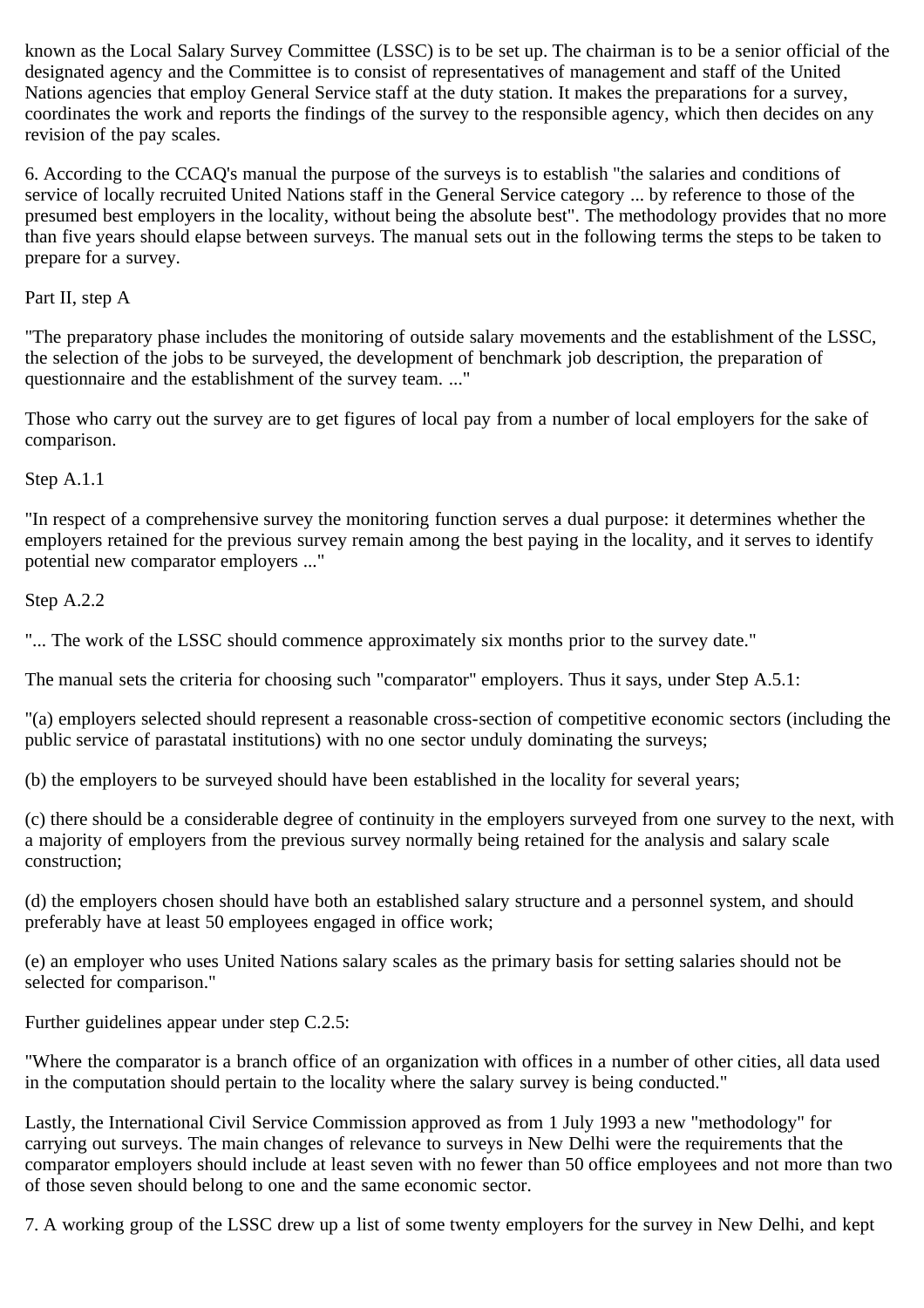known as the Local Salary Survey Committee (LSSC) is to be set up. The chairman is to be a senior official of the designated agency and the Committee is to consist of representatives of management and staff of the United Nations agencies that employ General Service staff at the duty station. It makes the preparations for a survey, coordinates the work and reports the findings of the survey to the responsible agency, which then decides on any revision of the pay scales.

6. According to the CCAQ's manual the purpose of the surveys is to establish "the salaries and conditions of service of locally recruited United Nations staff in the General Service category ... by reference to those of the presumed best employers in the locality, without being the absolute best". The methodology provides that no more than five years should elapse between surveys. The manual sets out in the following terms the steps to be taken to prepare for a survey.

Part II, step A

"The preparatory phase includes the monitoring of outside salary movements and the establishment of the LSSC, the selection of the jobs to be surveyed, the development of benchmark job description, the preparation of questionnaire and the establishment of the survey team. ..."

Those who carry out the survey are to get figures of local pay from a number of local employers for the sake of comparison.

Step A.1.1

"In respect of a comprehensive survey the monitoring function serves a dual purpose: it determines whether the employers retained for the previous survey remain among the best paying in the locality, and it serves to identify potential new comparator employers ..."

Step A.2.2

"... The work of the LSSC should commence approximately six months prior to the survey date."

The manual sets the criteria for choosing such "comparator" employers. Thus it says, under Step A.5.1:

"(a) employers selected should represent a reasonable cross-section of competitive economic sectors (including the public service of parastatal institutions) with no one sector unduly dominating the surveys;

(b) the employers to be surveyed should have been established in the locality for several years;

(c) there should be a considerable degree of continuity in the employers surveyed from one survey to the next, with a majority of employers from the previous survey normally being retained for the analysis and salary scale construction;

(d) the employers chosen should have both an established salary structure and a personnel system, and should preferably have at least 50 employees engaged in office work;

(e) an employer who uses United Nations salary scales as the primary basis for setting salaries should not be selected for comparison."

Further guidelines appear under step C.2.5:

"Where the comparator is a branch office of an organization with offices in a number of other cities, all data used in the computation should pertain to the locality where the salary survey is being conducted."

Lastly, the International Civil Service Commission approved as from 1 July 1993 a new "methodology" for carrying out surveys. The main changes of relevance to surveys in New Delhi were the requirements that the comparator employers should include at least seven with no fewer than 50 office employees and not more than two of those seven should belong to one and the same economic sector.

7. A working group of the LSSC drew up a list of some twenty employers for the survey in New Delhi, and kept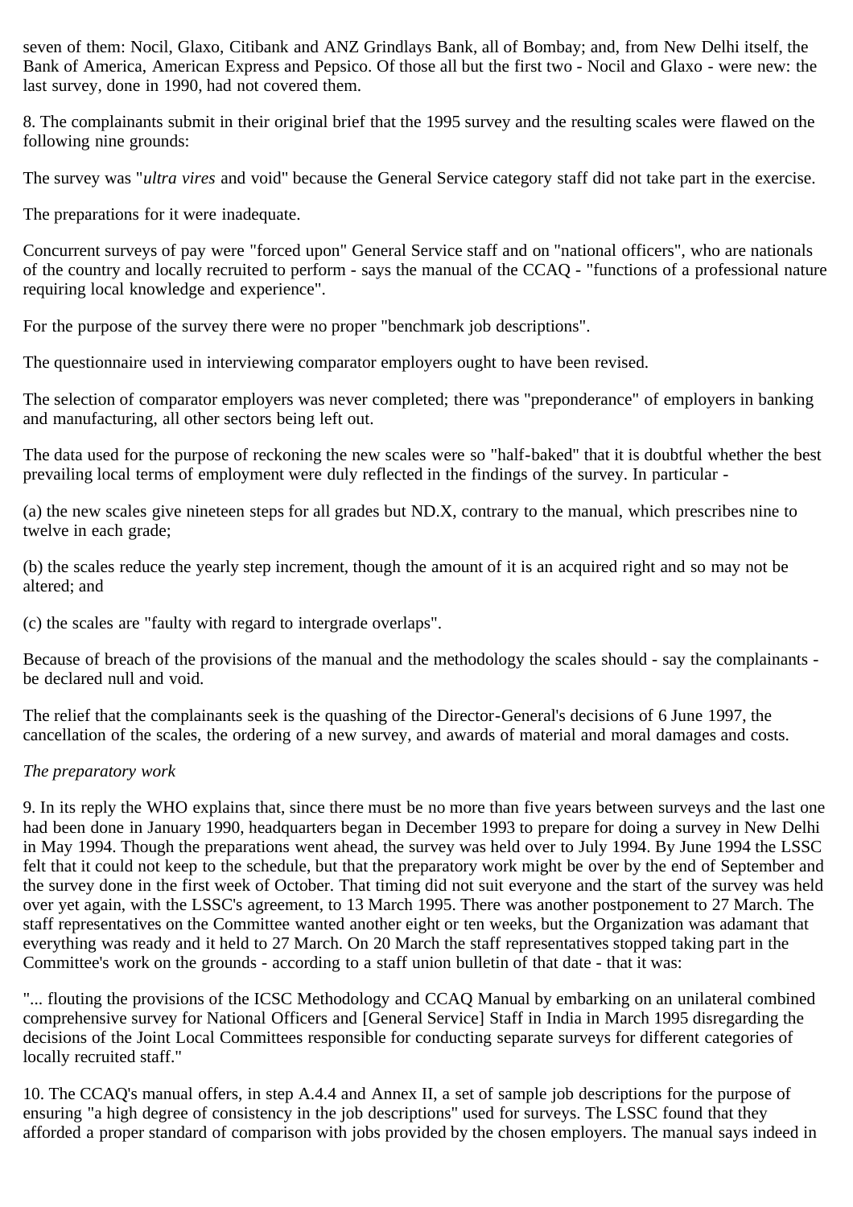seven of them: Nocil, Glaxo, Citibank and ANZ Grindlays Bank, all of Bombay; and, from New Delhi itself, the Bank of America, American Express and Pepsico. Of those all but the first two - Nocil and Glaxo - were new: the last survey, done in 1990, had not covered them.

8. The complainants submit in their original brief that the 1995 survey and the resulting scales were flawed on the following nine grounds:

The survey was "*ultra vires* and void" because the General Service category staff did not take part in the exercise.

The preparations for it were inadequate.

Concurrent surveys of pay were "forced upon" General Service staff and on "national officers", who are nationals of the country and locally recruited to perform - says the manual of the CCAQ - "functions of a professional nature requiring local knowledge and experience".

For the purpose of the survey there were no proper "benchmark job descriptions".

The questionnaire used in interviewing comparator employers ought to have been revised.

The selection of comparator employers was never completed; there was "preponderance" of employers in banking and manufacturing, all other sectors being left out.

The data used for the purpose of reckoning the new scales were so "half-baked" that it is doubtful whether the best prevailing local terms of employment were duly reflected in the findings of the survey. In particular -

(a) the new scales give nineteen steps for all grades but ND.X, contrary to the manual, which prescribes nine to twelve in each grade;

(b) the scales reduce the yearly step increment, though the amount of it is an acquired right and so may not be altered; and

(c) the scales are "faulty with regard to intergrade overlaps".

Because of breach of the provisions of the manual and the methodology the scales should - say the complainants - be declared null and void.

The relief that the complainants seek is the quashing of the Director-General's decisions of 6 June 1997, the cancellation of the scales, the ordering of a new survey, and awards of material and moral damages and costs.

*The preparatory work*

9. In its reply the WHO explains that, since there must be no more than five years between surveys and the last one had been done in January 1990, headquarters began in December 1993 to prepare for doing a survey in New Delhi in May 1994. Though the preparations went ahead, the survey was held over to July 1994. By June 1994 the LSSC felt that it could not keep to the schedule, but that the preparatory work might be over by the end of September and the survey done in the first week of October. That timing did not suit everyone and the start of the survey was held over yet again, with the LSSC's agreement, to 13 March 1995. There was another postponement to 27 March. The staff representatives on the Committee wanted another eight or ten weeks, but the Organization was adamant that everything was ready and it held to 27 March. On 20 March the staff representatives stopped taking part in the Committee's work on the grounds - according to a staff union bulletin of that date - that it was:

"... flouting the provisions of the ICSC Methodology and CCAQ Manual by embarking on an unilateral combined comprehensive survey for National Officers and [General Service] Staff in India in March 1995 disregarding the decisions of the Joint Local Committees responsible for conducting separate surveys for different categories of locally recruited staff."

10. The CCAQ's manual offers, in step A.4.4 and Annex II, a set of sample job descriptions for the purpose of ensuring "a high degree of consistency in the job descriptions" used for surveys. The LSSC found that they afforded a proper standard of comparison with jobs provided by the chosen employers. The manual says indeed in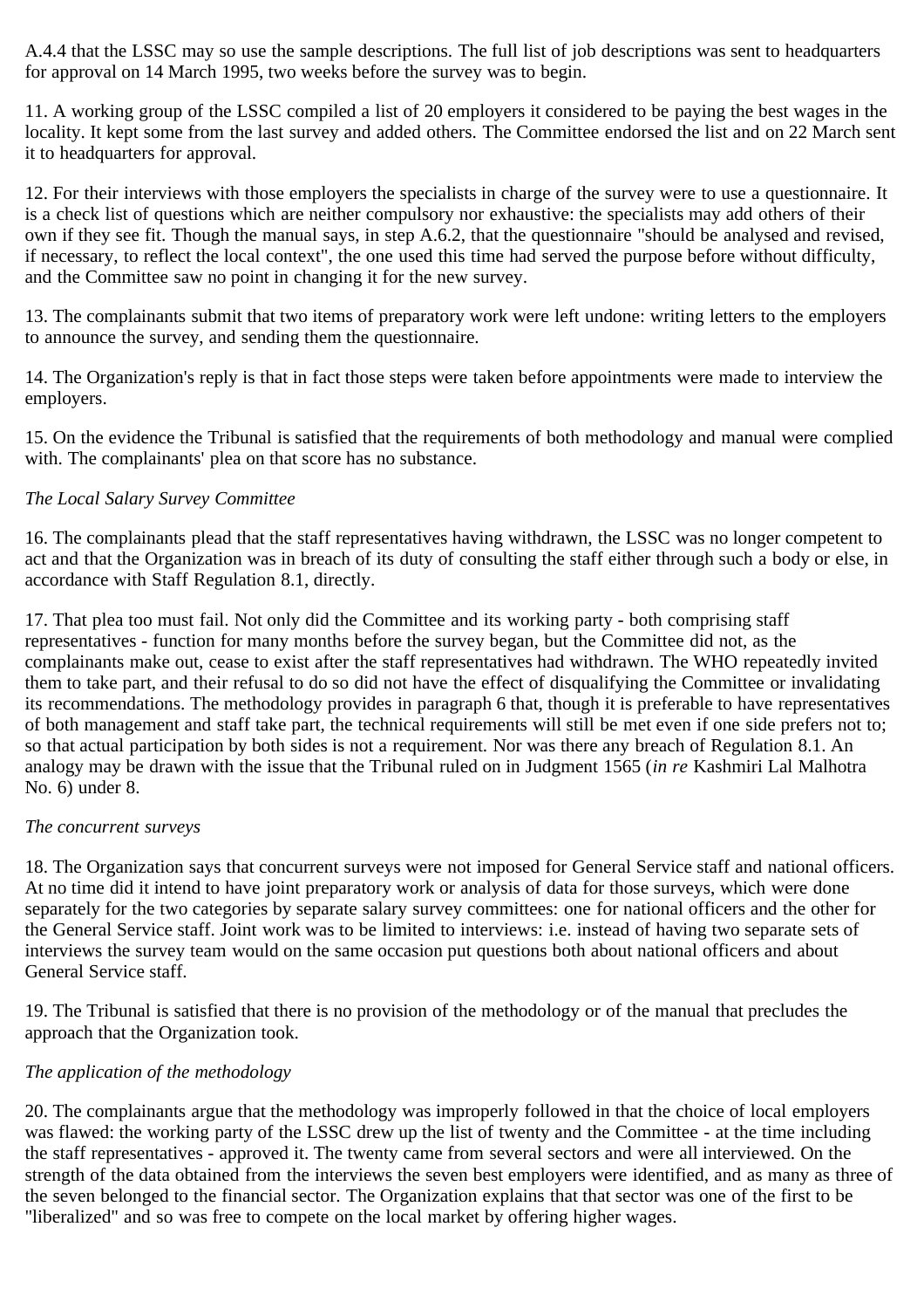A.4.4 that the LSSC may so use the sample descriptions. The full list of job descriptions was sent to headquarters for approval on 14 March 1995, two weeks before the survey was to begin.

11. A working group of the LSSC compiled a list of 20 employers it considered to be paying the best wages in the locality. It kept some from the last survey and added others. The Committee endorsed the list and on 22 March sent it to headquarters for approval.

12. For their interviews with those employers the specialists in charge of the survey were to use a questionnaire. It is a check list of questions which are neither compulsory nor exhaustive: the specialists may add others of their own if they see fit. Though the manual says, in step A.6.2, that the questionnaire "should be analysed and revised, if necessary, to reflect the local context", the one used this time had served the purpose before without difficulty, and the Committee saw no point in changing it for the new survey.

13. The complainants submit that two items of preparatory work were left undone: writing letters to the employers to announce the survey, and sending them the questionnaire.

14. The Organization's reply is that in fact those steps were taken before appointments were made to interview the employers.

15. On the evidence the Tribunal is satisfied that the requirements of both methodology and manual were complied with. The complainants' plea on that score has no substance.

*The Local Salary Survey Committee*

16. The complainants plead that the staff representatives having withdrawn, the LSSC was no longer competent to act and that the Organization was in breach of its duty of consulting the staff either through such a body or else, in accordance with Staff Regulation 8.1, directly.

17. That plea too must fail. Not only did the Committee and its working party - both comprising staff representatives - function for many months before the survey began, but the Committee did not, as the complainants make out, cease to exist after the staff representatives had withdrawn. The WHO repeatedly invited them to take part, and their refusal to do so did not have the effect of disqualifying the Committee or invalidating its recommendations. The methodology provides in paragraph 6 that, though it is preferable to have representatives of both management and staff take part, the technical requirements will still be met even if one side prefers not to; so that actual participation by both sides is not a requirement. Nor was there any breach of Regulation 8.1. An analogy may be drawn with the issue that the Tribunal ruled on in Judgment 1565 (*in re* Kashmiri Lal Malhotra No. 6) under 8.

*The concurrent surveys*

18. The Organization says that concurrent surveys were not imposed for General Service staff and national officers. At no time did it intend to have joint preparatory work or analysis of data for those surveys, which were done separately for the two categories by separate salary survey committees: one for national officers and the other for the General Service staff. Joint work was to be limited to interviews: i.e. instead of having two separate sets of interviews the survey team would on the same occasion put questions both about national officers and about General Service staff.

19. The Tribunal is satisfied that there is no provision of the methodology or of the manual that precludes the approach that the Organization took.

*The application of the methodology*

20. The complainants argue that the methodology was improperly followed in that the choice of local employers was flawed: the working party of the LSSC drew up the list of twenty and the Committee - at the time including the staff representatives - approved it. The twenty came from several sectors and were all interviewed. On the strength of the data obtained from the interviews the seven best employers were identified, and as many as three of the seven belonged to the financial sector. The Organization explains that that sector was one of the first to be "liberalized" and so was free to compete on the local market by offering higher wages.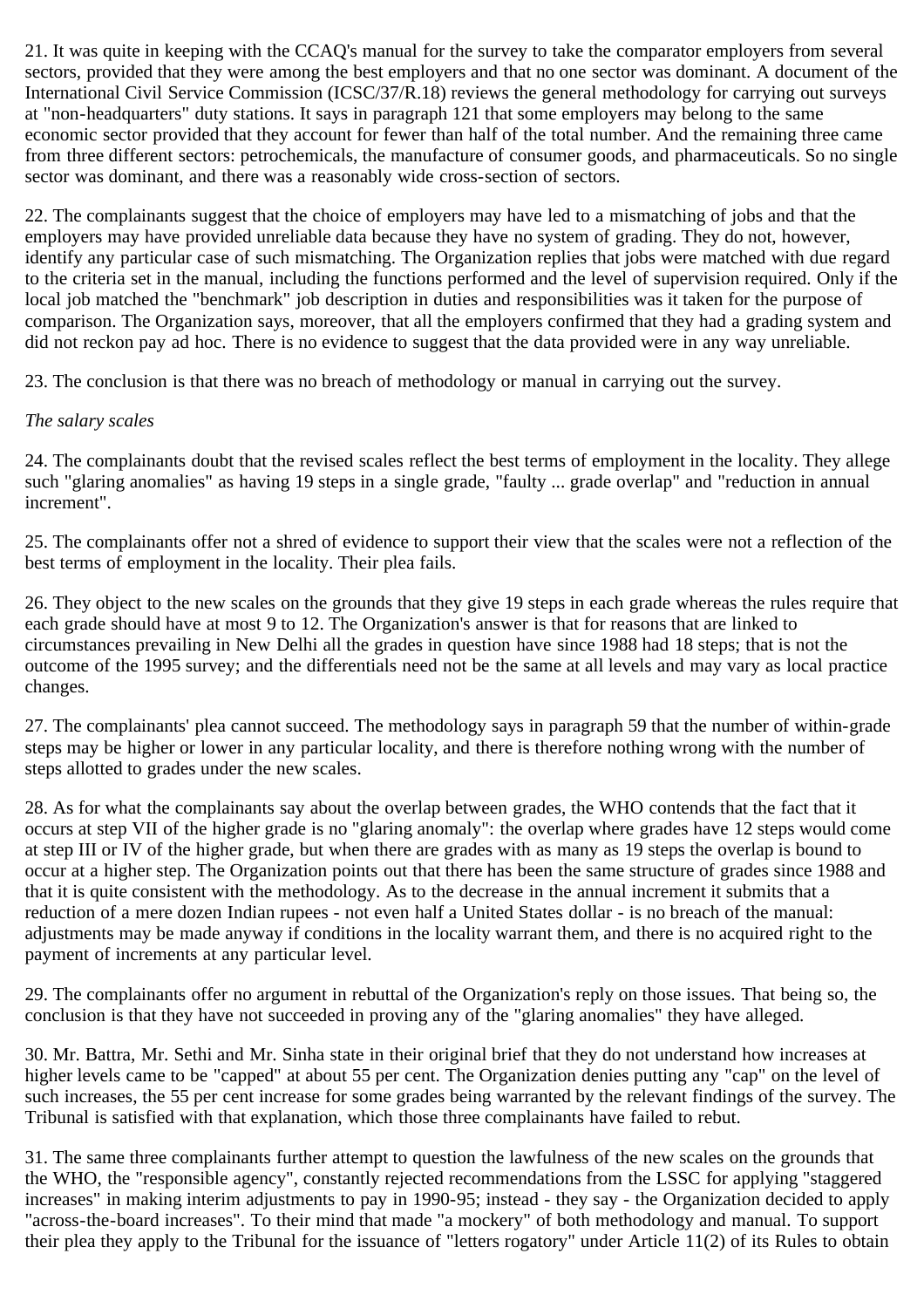21. It was quite in keeping with the CCAQ's manual for the survey to take the comparator employers from several sectors, provided that they were among the best employers and that no one sector was dominant. A document of the International Civil Service Commission (ICSC/37/R.18) reviews the general methodology for carrying out surveys at "non-headquarters" duty stations. It says in paragraph 121 that some employers may belong to the same economic sector provided that they account for fewer than half of the total number. And the remaining three came from three different sectors: petrochemicals, the manufacture of consumer goods, and pharmaceuticals. So no single sector was dominant, and there was a reasonably wide cross-section of sectors.

22. The complainants suggest that the choice of employers may have led to a mismatching of jobs and that the employers may have provided unreliable data because they have no system of grading. They do not, however, identify any particular case of such mismatching. The Organization replies that jobs were matched with due regard to the criteria set in the manual, including the functions performed and the level of supervision required. Only if the local job matched the "benchmark" job description in duties and responsibilities was it taken for the purpose of comparison. The Organization says, moreover, that all the employers confirmed that they had a grading system and did not reckon pay ad hoc. There is no evidence to suggest that the data provided were in any way unreliable.

23. The conclusion is that there was no breach of methodology or manual in carrying out the survey.

*The salary scales*

24. The complainants doubt that the revised scales reflect the best terms of employment in the locality. They allege such "glaring anomalies" as having 19 steps in a single grade, "faulty ... grade overlap" and "reduction in annual increment".

25. The complainants offer not a shred of evidence to support their view that the scales were not a reflection of the best terms of employment in the locality. Their plea fails.

26. They object to the new scales on the grounds that they give 19 steps in each grade whereas the rules require that each grade should have at most 9 to 12. The Organization's answer is that for reasons that are linked to circumstances prevailing in New Delhi all the grades in question have since 1988 had 18 steps; that is not the outcome of the 1995 survey; and the differentials need not be the same at all levels and may vary as local practice changes.

27. The complainants' plea cannot succeed. The methodology says in paragraph 59 that the number of within-grade steps may be higher or lower in any particular locality, and there is therefore nothing wrong with the number of steps allotted to grades under the new scales.

28. As for what the complainants say about the overlap between grades, the WHO contends that the fact that it occurs at step VII of the higher grade is no "glaring anomaly": the overlap where grades have 12 steps would come at step III or IV of the higher grade, but when there are grades with as many as 19 steps the overlap is bound to occur at a higher step. The Organization points out that there has been the same structure of grades since 1988 and that it is quite consistent with the methodology. As to the decrease in the annual increment it submits that a reduction of a mere dozen Indian rupees - not even half a United States dollar - is no breach of the manual: adjustments may be made anyway if conditions in the locality warrant them, and there is no acquired right to the payment of increments at any particular level.

29. The complainants offer no argument in rebuttal of the Organization's reply on those issues. That being so, the conclusion is that they have not succeeded in proving any of the "glaring anomalies" they have alleged.

30. Mr. Battra, Mr. Sethi and Mr. Sinha state in their original brief that they do not understand how increases at higher levels came to be "capped" at about 55 per cent. The Organization denies putting any "cap" on the level of such increases, the 55 per cent increase for some grades being warranted by the relevant findings of the survey. The Tribunal is satisfied with that explanation, which those three complainants have failed to rebut.

31. The same three complainants further attempt to question the lawfulness of the new scales on the grounds that the WHO, the "responsible agency", constantly rejected recommendations from the LSSC for applying "staggered increases" in making interim adjustments to pay in 1990-95; instead - they say - the Organization decided to apply "across-the-board increases". To their mind that made "a mockery" of both methodology and manual. To support their plea they apply to the Tribunal for the issuance of "letters rogatory" under Article 11(2) of its Rules to obtain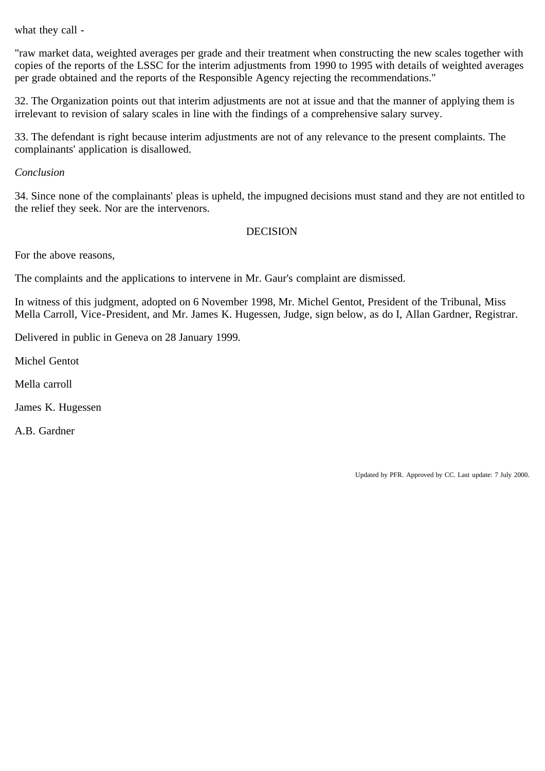what they call -

"raw market data, weighted averages per grade and their treatment when constructing the new scales together with copies of the reports of the LSSC for the interim adjustments from 1990 to 1995 with details of weighted averages per grade obtained and the reports of the Responsible Agency rejecting the recommendations."

32. The Organization points out that interim adjustments are not at issue and that the manner of applying them is irrelevant to revision of salary scales in line with the findings of a comprehensive salary survey.

33. The defendant is right because interim adjustments are not of any relevance to the present complaints. The complainants' application is disallowed.

*Conclusion*

34. Since none of the complainants' pleas is upheld, the impugned decisions must stand and they are not entitled to the relief they seek. Nor are the intervenors.

DECISION

For the above reasons,

The complaints and the applications to intervene in Mr. Gaur's complaint are dismissed.

In witness of this judgment, adopted on 6 November 1998, Mr. Michel Gentot, President of the Tribunal, Miss Mella Carroll, Vice-President, and Mr. James K. Hugessen, Judge, sign below, as do I, Allan Gardner, Registrar.

Delivered in public in Geneva on 28 January 1999.

Michel Gentot

Mella carroll

James K. Hugessen

A.B. Gardner

Updated by PFR. Approved by CC. Last update: 7 July 2000.